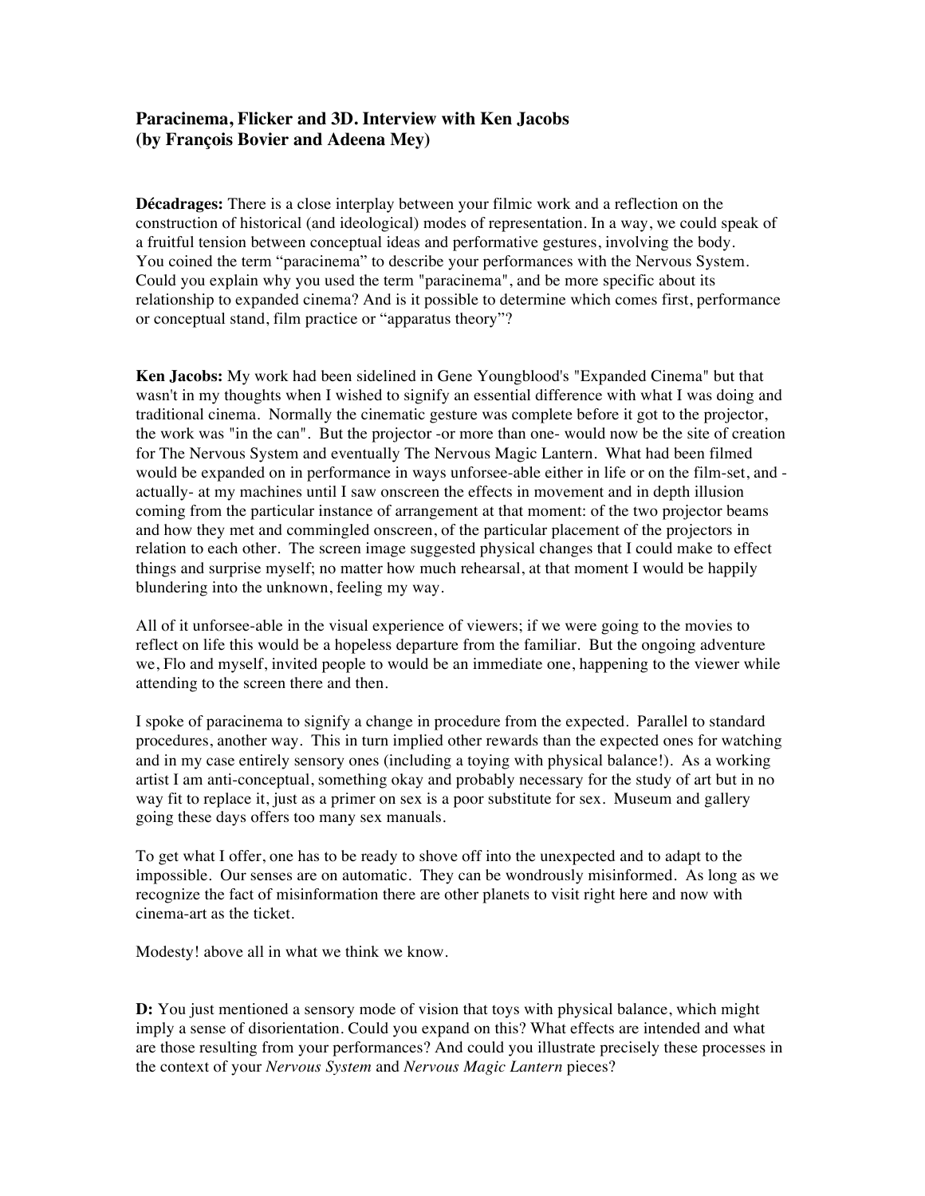**Paracinema, Flicker and 3D. Interview with Ken Jacobs**
**(by François Bovier and Adeena Mey)**

**Décadrages:** There is a close interplay between your filmic work and a reflection on the construction of historical (and ideological) modes of representation. In a way, we could speak of a fruitful tension between conceptual ideas and performative gestures, involving the body. You coined the term "paracinema" to describe your performances with the Nervous System. Could you explain why you used the term "paracinema", and be more specific about its relationship to expanded cinema? And is it possible to determine which comes first, performance or conceptual stand, film practice or "apparatus theory"?

**Ken Jacobs:** My work had been sidelined in Gene Youngblood's "Expanded Cinema" but that wasn't in my thoughts when I wished to signify an essential difference with what I was doing and traditional cinema. Normally the cinematic gesture was complete before it got to the projector, the work was "in the can". But the projector -or more than one- would now be the site of creation for The Nervous System and eventually The Nervous Magic Lantern. What had been filmed would be expanded on in performance in ways unforsee-able either in life or on the film-set, and - actually- at my machines until I saw onscreen the effects in movement and in depth illusion coming from the particular instance of arrangement at that moment: of the two projector beams and how they met and commingled onscreen, of the particular placement of the projectors in relation to each other. The screen image suggested physical changes that I could make to effect things and surprise myself; no matter how much rehearsal, at that moment I would be happily blundering into the unknown, feeling my way.

All of it unforsee-able in the visual experience of viewers; if we were going to the movies to reflect on life this would be a hopeless departure from the familiar. But the ongoing adventure we, Flo and myself, invited people to would be an immediate one, happening to the viewer while attending to the screen there and then.

I spoke of paracinema to signify a change in procedure from the expected. Parallel to standard procedures, another way. This in turn implied other rewards than the expected ones for watching and in my case entirely sensory ones (including a toying with physical balance!). As a working artist I am anti-conceptual, something okay and probably necessary for the study of art but in no way fit to replace it, just as a primer on sex is a poor substitute for sex. Museum and gallery going these days offers too many sex manuals.

To get what I offer, one has to be ready to shove off into the unexpected and to adapt to the impossible. Our senses are on automatic. They can be wondrously misinformed. As long as we recognize the fact of misinformation there are other planets to visit right here and now with cinema-art as the ticket.

Modesty! above all in what we think we know.

**D:** You just mentioned a sensory mode of vision that toys with physical balance, which might imply a sense of disorientation. Could you expand on this? What effects are intended and what are those resulting from your performances? And could you illustrate precisely these processes in the context of your *Nervous System* and *Nervous Magic Lantern* pieces?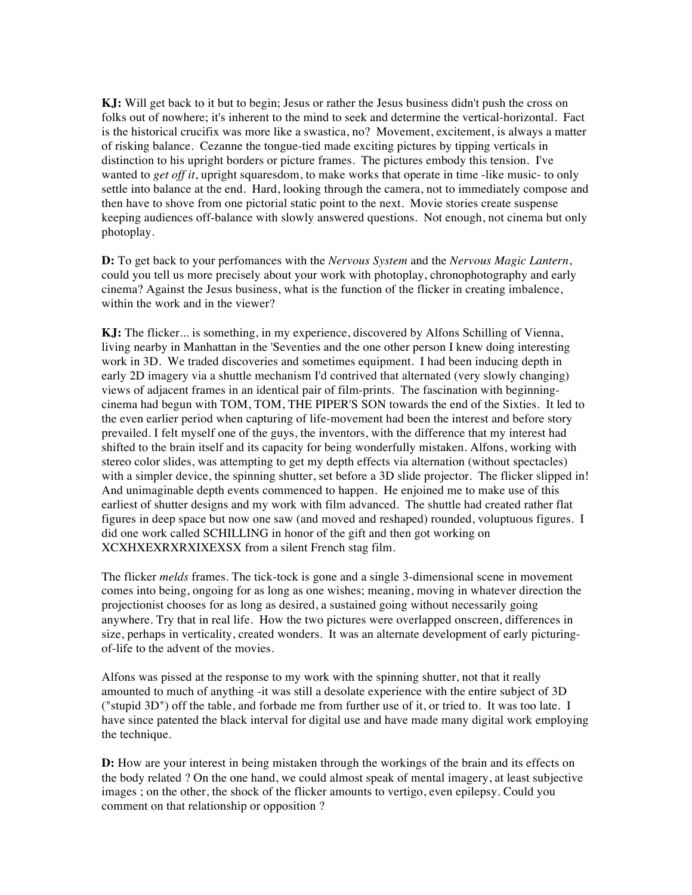**KJ:** Will get back to it but to begin; Jesus or rather the Jesus business didn't push the cross on folks out of nowhere; it's inherent to the mind to seek and determine the vertical-horizontal. Fact is the historical crucifix was more like a swastica, no? Movement, excitement, is always a matter of risking balance. Cezanne the tongue-tied made exciting pictures by tipping verticals in distinction to his upright borders or picture frames. The pictures embody this tension. I've wanted to *get off it*, upright squaresdom, to make works that operate in time -like music- to only settle into balance at the end. Hard, looking through the camera, not to immediately compose and then have to shove from one pictorial static point to the next. Movie stories create suspense keeping audiences off-balance with slowly answered questions. Not enough, not cinema but only photoplay.

**D:** To get back to your perfomances with the *Nervous System* and the *Nervous Magic Lantern*, could you tell us more precisely about your work with photoplay, chronophotography and early cinema? Against the Jesus business, what is the function of the flicker in creating imbalence, within the work and in the viewer?

**KJ:** The flicker... is something, in my experience, discovered by Alfons Schilling of Vienna, living nearby in Manhattan in the 'Seventies and the one other person I knew doing interesting work in 3D. We traded discoveries and sometimes equipment. I had been inducing depth in early 2D imagery via a shuttle mechanism I'd contrived that alternated (very slowly changing) views of adjacent frames in an identical pair of film-prints. The fascination with beginning-cinema had begun with TOM, TOM, THE PIPER'S SON towards the end of the Sixties. It led to the even earlier period when capturing of life-movement had been the interest and before story prevailed. I felt myself one of the guys, the inventors, with the difference that my interest had shifted to the brain itself and its capacity for being wonderfully mistaken. Alfons, working with stereo color slides, was attempting to get my depth effects via alternation (without spectacles) with a simpler device, the spinning shutter, set before a 3D slide projector. The flicker slipped in! And unimaginable depth events commenced to happen. He enjoined me to make use of this earliest of shutter designs and my work with film advanced. The shuttle had created rather flat figures in deep space but now one saw (and moved and reshaped) rounded, voluptuous figures. I did one work called SCHILLING in honor of the gift and then got working on XCXHXEXRXRXIXEXSX from a silent French stag film.

The flicker *melds* frames. The tick-tock is gone and a single 3-dimensional scene in movement comes into being, ongoing for as long as one wishes; meaning, moving in whatever direction the projectionist chooses for as long as desired, a sustained going without necessarily going anywhere. Try that in real life. How the two pictures were overlapped onscreen, differences in size, perhaps in verticality, created wonders. It was an alternate development of early picturing-of-life to the advent of the movies.

Alfons was pissed at the response to my work with the spinning shutter, not that it really amounted to much of anything -it was still a desolate experience with the entire subject of 3D ("stupid 3D") off the table, and forbade me from further use of it, or tried to. It was too late. I have since patented the black interval for digital use and have made many digital work employing the technique.

**D:** How are your interest in being mistaken through the workings of the brain and its effects on the body related ? On the one hand, we could almost speak of mental imagery, at least subjective images ; on the other, the shock of the flicker amounts to vertigo, even epilepsy. Could you comment on that relationship or opposition ?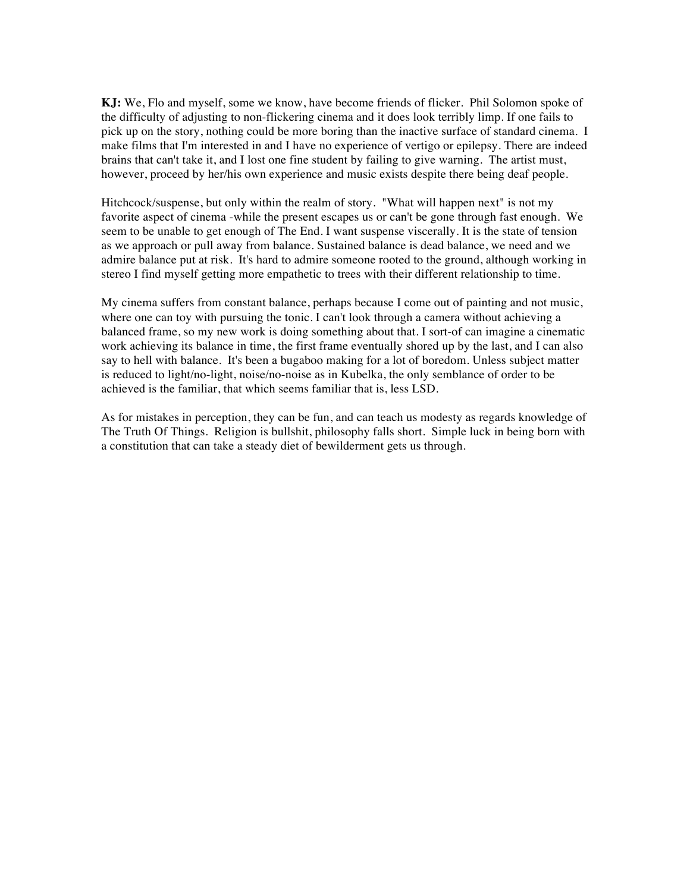**KJ:** We, Flo and myself, some we know, have become friends of flicker. Phil Solomon spoke of the difficulty of adjusting to non-flickering cinema and it does look terribly limp. If one fails to pick up on the story, nothing could be more boring than the inactive surface of standard cinema. I make films that I'm interested in and I have no experience of vertigo or epilepsy. There are indeed brains that can't take it, and I lost one fine student by failing to give warning. The artist must, however, proceed by her/his own experience and music exists despite there being deaf people.

Hitchcock/suspense, but only within the realm of story. "What will happen next" is not my favorite aspect of cinema -while the present escapes us or can't be gone through fast enough. We seem to be unable to get enough of The End. I want suspense viscerally. It is the state of tension as we approach or pull away from balance. Sustained balance is dead balance, we need and we admire balance put at risk. It's hard to admire someone rooted to the ground, although working in stereo I find myself getting more empathetic to trees with their different relationship to time.

My cinema suffers from constant balance, perhaps because I come out of painting and not music, where one can toy with pursuing the tonic. I can't look through a camera without achieving a balanced frame, so my new work is doing something about that. I sort-of can imagine a cinematic work achieving its balance in time, the first frame eventually shored up by the last, and I can also say to hell with balance. It's been a bugaboo making for a lot of boredom. Unless subject matter is reduced to light/no-light, noise/no-noise as in Kubelka, the only semblance of order to be achieved is the familiar, that which seems familiar that is, less LSD.

As for mistakes in perception, they can be fun, and can teach us modesty as regards knowledge of The Truth Of Things. Religion is bullshit, philosophy falls short. Simple luck in being born with a constitution that can take a steady diet of bewilderment gets us through.